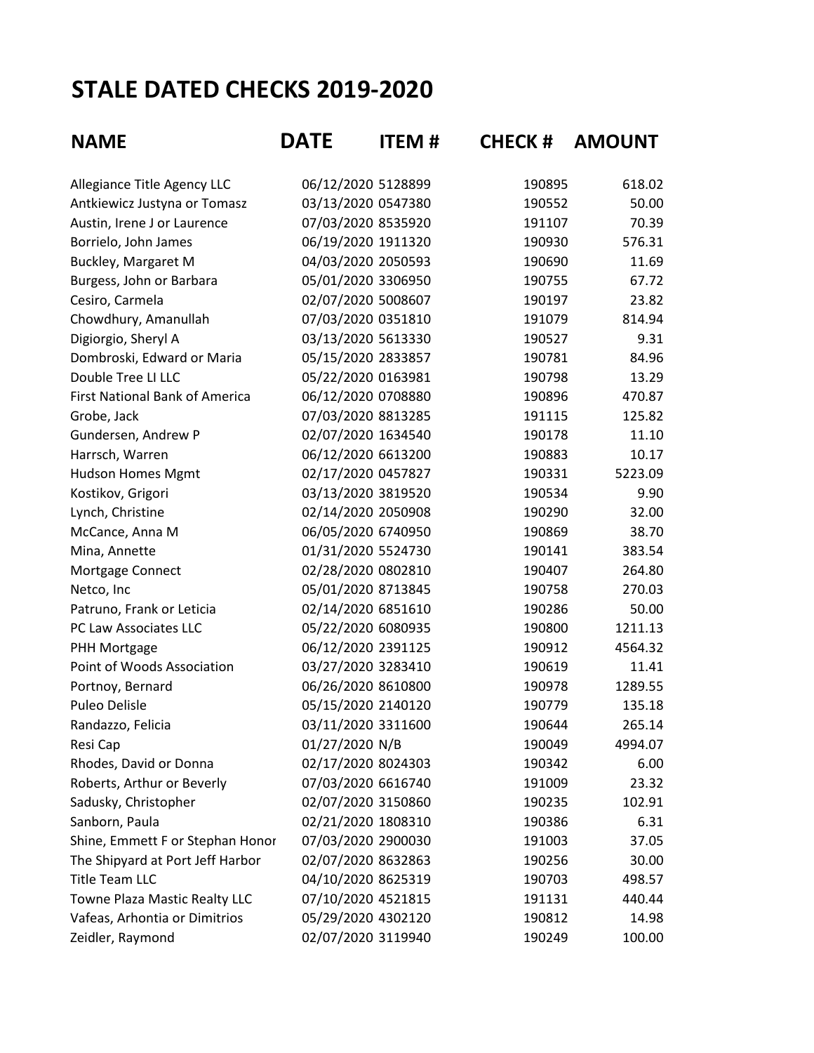# STALE DATED CHECKS 2019-2020

| NAME | DATE | ITEM # | CHECK # | AMOUNT |
|---|---|---|---|---|
| Allegiance Title Agency LLC | 06/12/2020 | 5128899 | 190895 | 618.02 |
| Antkiewicz Justyna or Tomasz | 03/13/2020 | 0547380 | 190552 | 50.00 |
| Austin, Irene J or Laurence | 07/03/2020 | 8535920 | 191107 | 70.39 |
| Borrielo, John James | 06/19/2020 | 1911320 | 190930 | 576.31 |
| Buckley, Margaret M | 04/03/2020 | 2050593 | 190690 | 11.69 |
| Burgess, John or Barbara | 05/01/2020 | 3306950 | 190755 | 67.72 |
| Cesiro, Carmela | 02/07/2020 | 5008607 | 190197 | 23.82 |
| Chowdhury, Amanullah | 07/03/2020 | 0351810 | 191079 | 814.94 |
| Digiorgio, Sheryl A | 03/13/2020 | 5613330 | 190527 | 9.31 |
| Dombroski, Edward or Maria | 05/15/2020 | 2833857 | 190781 | 84.96 |
| Double Tree LI LLC | 05/22/2020 | 0163981 | 190798 | 13.29 |
| First National Bank of America | 06/12/2020 | 0708880 | 190896 | 470.87 |
| Grobe, Jack | 07/03/2020 | 8813285 | 191115 | 125.82 |
| Gundersen, Andrew P | 02/07/2020 | 1634540 | 190178 | 11.10 |
| Harrsch, Warren | 06/12/2020 | 6613200 | 190883 | 10.17 |
| Hudson Homes Mgmt | 02/17/2020 | 0457827 | 190331 | 5223.09 |
| Kostikov, Grigori | 03/13/2020 | 3819520 | 190534 | 9.90 |
| Lynch, Christine | 02/14/2020 | 2050908 | 190290 | 32.00 |
| McCance, Anna M | 06/05/2020 | 6740950 | 190869 | 38.70 |
| Mina, Annette | 01/31/2020 | 5524730 | 190141 | 383.54 |
| Mortgage Connect | 02/28/2020 | 0802810 | 190407 | 264.80 |
| Netco, Inc | 05/01/2020 | 8713845 | 190758 | 270.03 |
| Patruno, Frank or Leticia | 02/14/2020 | 6851610 | 190286 | 50.00 |
| PC Law Associates LLC | 05/22/2020 | 6080935 | 190800 | 1211.13 |
| PHH Mortgage | 06/12/2020 | 2391125 | 190912 | 4564.32 |
| Point of Woods Association | 03/27/2020 | 3283410 | 190619 | 11.41 |
| Portnoy, Bernard | 06/26/2020 | 8610800 | 190978 | 1289.55 |
| Puleo Delisle | 05/15/2020 | 2140120 | 190779 | 135.18 |
| Randazzo, Felicia | 03/11/2020 | 3311600 | 190644 | 265.14 |
| Resi Cap | 01/27/2020 | N/B | 190049 | 4994.07 |
| Rhodes, David or Donna | 02/17/2020 | 8024303 | 190342 | 6.00 |
| Roberts, Arthur or Beverly | 07/03/2020 | 6616740 | 191009 | 23.32 |
| Sadusky, Christopher | 02/07/2020 | 3150860 | 190235 | 102.91 |
| Sanborn, Paula | 02/21/2020 | 1808310 | 190386 | 6.31 |
| Shine, Emmett F or Stephan Honor | 07/03/2020 | 2900030 | 191003 | 37.05 |
| The Shipyard at Port Jeff Harbor | 02/07/2020 | 8632863 | 190256 | 30.00 |
| Title Team LLC | 04/10/2020 | 8625319 | 190703 | 498.57 |
| Towne Plaza Mastic Realty LLC | 07/10/2020 | 4521815 | 191131 | 440.44 |
| Vafeas, Arhontia or Dimitrios | 05/29/2020 | 4302120 | 190812 | 14.98 |
| Zeidler, Raymond | 02/07/2020 | 3119940 | 190249 | 100.00 |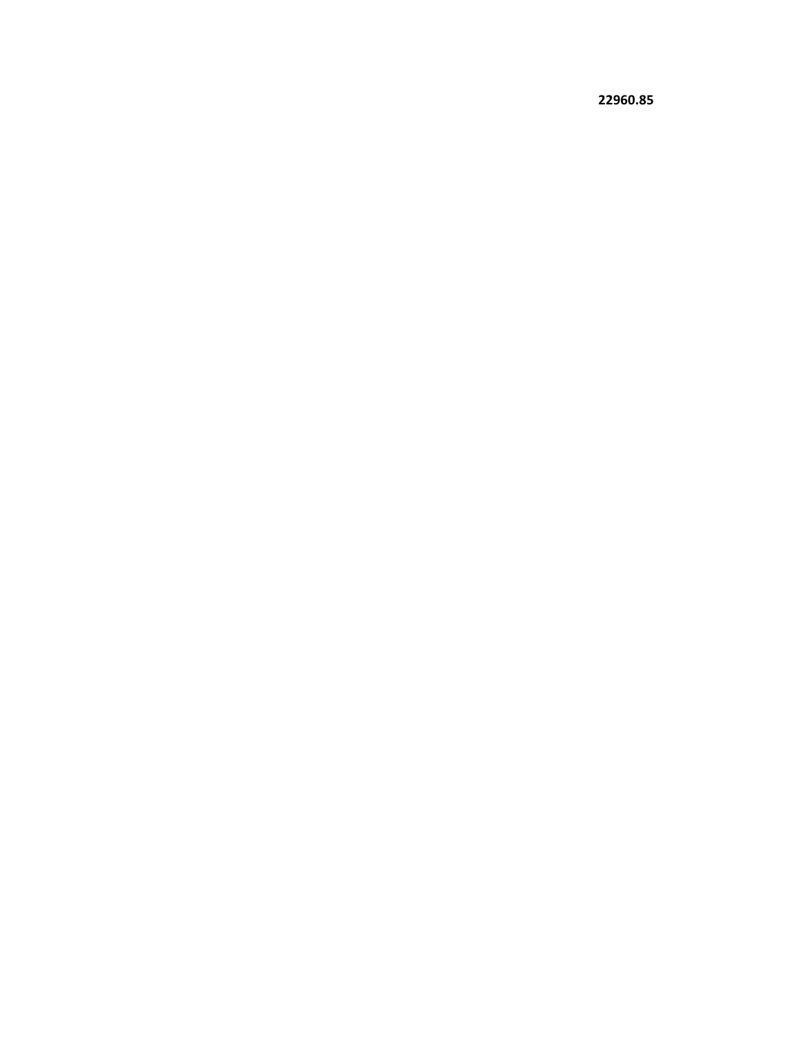**22960.85**